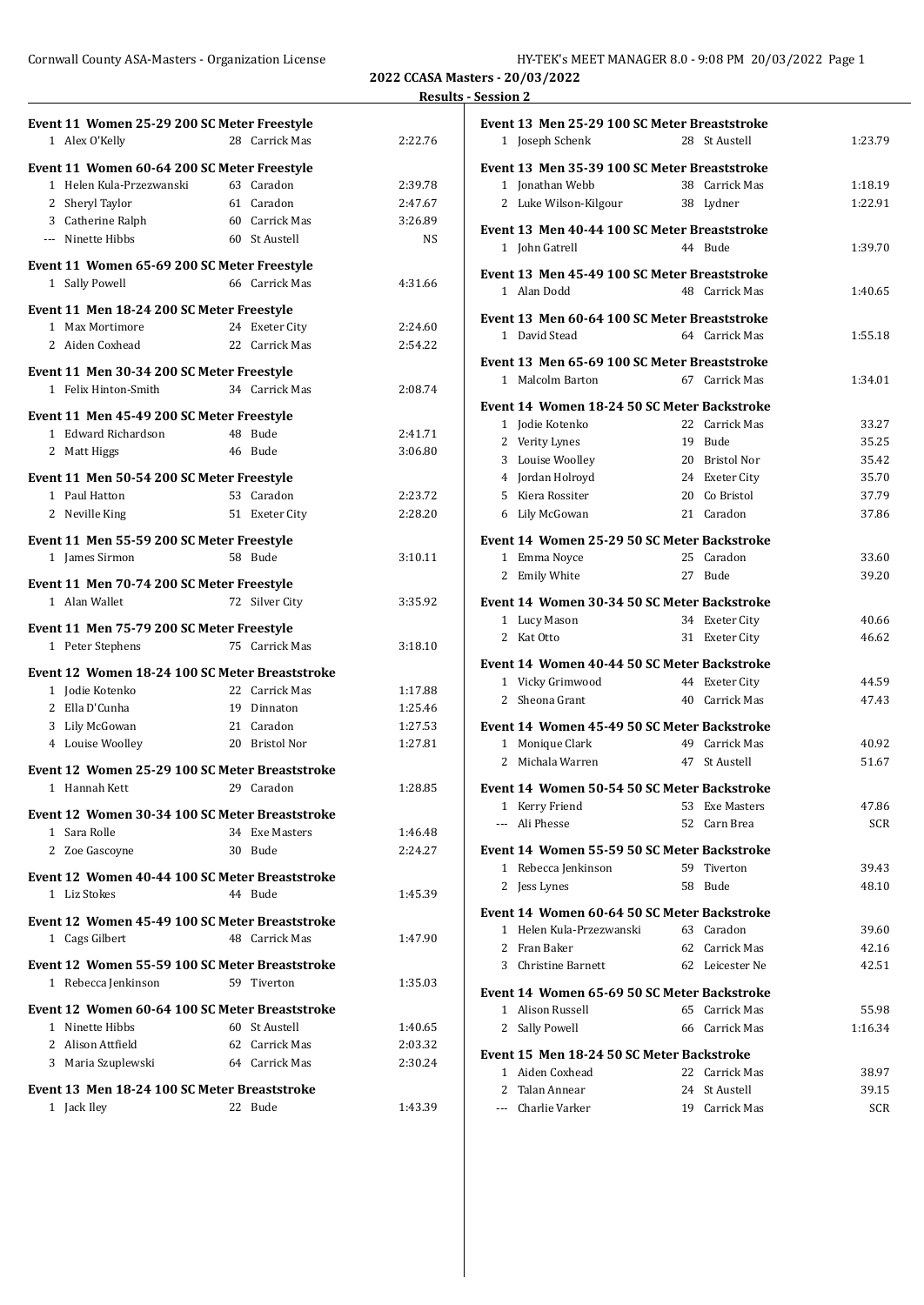# 2022 CCASA Masters - 20/03/2022

## Results - Session 2

### Event 11 Women 25-29 200 SC Meter Freestyle

| Place | Name | Age | Team | Time |
|---|---|---|---|---|
| 1 | Alex O'Kelly | 28 | Carrick Mas | 2:22.76 |

### Event 11 Women 60-64 200 SC Meter Freestyle

| Place | Name | Age | Team | Time |
|---|---|---|---|---|
| 1 | Helen Kula-Przezwanski | 63 | Caradon | 2:39.78 |
| 2 | Sheryl Taylor | 61 | Caradon | 2:47.67 |
| 3 | Catherine Ralph | 60 | Carrick Mas | 3:26.89 |
| --- | Ninette Hibbs | 60 | St Austell | NS |

### Event 11 Women 65-69 200 SC Meter Freestyle

| Place | Name | Age | Team | Time |
|---|---|---|---|---|
| 1 | Sally Powell | 66 | Carrick Mas | 4:31.66 |

### Event 11 Men 18-24 200 SC Meter Freestyle

| Place | Name | Age | Team | Time |
|---|---|---|---|---|
| 1 | Max Mortimore | 24 | Exeter City | 2:24.60 |
| 2 | Aiden Coxhead | 22 | Carrick Mas | 2:54.22 |

### Event 11 Men 30-34 200 SC Meter Freestyle

| Place | Name | Age | Team | Time |
|---|---|---|---|---|
| 1 | Felix Hinton-Smith | 34 | Carrick Mas | 2:08.74 |

### Event 11 Men 45-49 200 SC Meter Freestyle

| Place | Name | Age | Team | Time |
|---|---|---|---|---|
| 1 | Edward Richardson | 48 | Bude | 2:41.71 |
| 2 | Matt Higgs | 46 | Bude | 3:06.80 |

### Event 11 Men 50-54 200 SC Meter Freestyle

| Place | Name | Age | Team | Time |
|---|---|---|---|---|
| 1 | Paul Hatton | 53 | Caradon | 2:23.72 |
| 2 | Neville King | 51 | Exeter City | 2:28.20 |

### Event 11 Men 55-59 200 SC Meter Freestyle

| Place | Name | Age | Team | Time |
|---|---|---|---|---|
| 1 | James Sirmon | 58 | Bude | 3:10.11 |

### Event 11 Men 70-74 200 SC Meter Freestyle

| Place | Name | Age | Team | Time |
|---|---|---|---|---|
| 1 | Alan Wallet | 72 | Silver City | 3:35.92 |

### Event 11 Men 75-79 200 SC Meter Freestyle

| Place | Name | Age | Team | Time |
|---|---|---|---|---|
| 1 | Peter Stephens | 75 | Carrick Mas | 3:18.10 |

### Event 12 Women 18-24 100 SC Meter Breaststroke

| Place | Name | Age | Team | Time |
|---|---|---|---|---|
| 1 | Jodie Kotenko | 22 | Carrick Mas | 1:17.88 |
| 2 | Ella D'Cunha | 19 | Dinnaton | 1:25.46 |
| 3 | Lily McGowan | 21 | Caradon | 1:27.53 |
| 4 | Louise Woolley | 20 | Bristol Nor | 1:27.81 |

### Event 12 Women 25-29 100 SC Meter Breaststroke

| Place | Name | Age | Team | Time |
|---|---|---|---|---|
| 1 | Hannah Kett | 29 | Caradon | 1:28.85 |

### Event 12 Women 30-34 100 SC Meter Breaststroke

| Place | Name | Age | Team | Time |
|---|---|---|---|---|
| 1 | Sara Rolle | 34 | Exe Masters | 1:46.48 |
| 2 | Zoe Gascoyne | 30 | Bude | 2:24.27 |

### Event 12 Women 40-44 100 SC Meter Breaststroke

| Place | Name | Age | Team | Time |
|---|---|---|---|---|
| 1 | Liz Stokes | 44 | Bude | 1:45.39 |

### Event 12 Women 45-49 100 SC Meter Breaststroke

| Place | Name | Age | Team | Time |
|---|---|---|---|---|
| 1 | Cags Gilbert | 48 | Carrick Mas | 1:47.90 |

### Event 12 Women 55-59 100 SC Meter Breaststroke

| Place | Name | Age | Team | Time |
|---|---|---|---|---|
| 1 | Rebecca Jenkinson | 59 | Tiverton | 1:35.03 |

### Event 12 Women 60-64 100 SC Meter Breaststroke

| Place | Name | Age | Team | Time |
|---|---|---|---|---|
| 1 | Ninette Hibbs | 60 | St Austell | 1:40.65 |
| 2 | Alison Attfield | 62 | Carrick Mas | 2:03.32 |
| 3 | Maria Szuplewski | 64 | Carrick Mas | 2:30.24 |

### Event 13 Men 18-24 100 SC Meter Breaststroke

| Place | Name | Age | Team | Time |
|---|---|---|---|---|
| 1 | Jack Iley | 22 | Bude | 1:43.39 |

### Event 13 Men 25-29 100 SC Meter Breaststroke

| Place | Name | Age | Team | Time |
|---|---|---|---|---|
| 1 | Joseph Schenk | 28 | St Austell | 1:23.79 |

### Event 13 Men 35-39 100 SC Meter Breaststroke

| Place | Name | Age | Team | Time |
|---|---|---|---|---|
| 1 | Jonathan Webb | 38 | Carrick Mas | 1:18.19 |
| 2 | Luke Wilson-Kilgour | 38 | Lydner | 1:22.91 |

### Event 13 Men 40-44 100 SC Meter Breaststroke

| Place | Name | Age | Team | Time |
|---|---|---|---|---|
| 1 | John Gatrell | 44 | Bude | 1:39.70 |

### Event 13 Men 45-49 100 SC Meter Breaststroke

| Place | Name | Age | Team | Time |
|---|---|---|---|---|
| 1 | Alan Dodd | 48 | Carrick Mas | 1:40.65 |

### Event 13 Men 60-64 100 SC Meter Breaststroke

| Place | Name | Age | Team | Time |
|---|---|---|---|---|
| 1 | David Stead | 64 | Carrick Mas | 1:55.18 |

### Event 13 Men 65-69 100 SC Meter Breaststroke

| Place | Name | Age | Team | Time |
|---|---|---|---|---|
| 1 | Malcolm Barton | 67 | Carrick Mas | 1:34.01 |

### Event 14 Women 18-24 50 SC Meter Backstroke

| Place | Name | Age | Team | Time |
|---|---|---|---|---|
| 1 | Jodie Kotenko | 22 | Carrick Mas | 33.27 |
| 2 | Verity Lynes | 19 | Bude | 35.25 |
| 3 | Louise Woolley | 20 | Bristol Nor | 35.42 |
| 4 | Jordan Holroyd | 24 | Exeter City | 35.70 |
| 5 | Kiera Rossiter | 20 | Co Bristol | 37.79 |
| 6 | Lily McGowan | 21 | Caradon | 37.86 |

### Event 14 Women 25-29 50 SC Meter Backstroke

| Place | Name | Age | Team | Time |
|---|---|---|---|---|
| 1 | Emma Noyce | 25 | Caradon | 33.60 |
| 2 | Emily White | 27 | Bude | 39.20 |

### Event 14 Women 30-34 50 SC Meter Backstroke

| Place | Name | Age | Team | Time |
|---|---|---|---|---|
| 1 | Lucy Mason | 34 | Exeter City | 40.66 |
| 2 | Kat Otto | 31 | Exeter City | 46.62 |

### Event 14 Women 40-44 50 SC Meter Backstroke

| Place | Name | Age | Team | Time |
|---|---|---|---|---|
| 1 | Vicky Grimwood | 44 | Exeter City | 44.59 |
| 2 | Sheona Grant | 40 | Carrick Mas | 47.43 |

### Event 14 Women 45-49 50 SC Meter Backstroke

| Place | Name | Age | Team | Time |
|---|---|---|---|---|
| 1 | Monique Clark | 49 | Carrick Mas | 40.92 |
| 2 | Michala Warren | 47 | St Austell | 51.67 |

### Event 14 Women 50-54 50 SC Meter Backstroke

| Place | Name | Age | Team | Time |
|---|---|---|---|---|
| 1 | Kerry Friend | 53 | Exe Masters | 47.86 |
| --- | Ali Phesse | 52 | Carn Brea | SCR |

### Event 14 Women 55-59 50 SC Meter Backstroke

| Place | Name | Age | Team | Time |
|---|---|---|---|---|
| 1 | Rebecca Jenkinson | 59 | Tiverton | 39.43 |
| 2 | Jess Lynes | 58 | Bude | 48.10 |

### Event 14 Women 60-64 50 SC Meter Backstroke

| Place | Name | Age | Team | Time |
|---|---|---|---|---|
| 1 | Helen Kula-Przezwanski | 63 | Caradon | 39.60 |
| 2 | Fran Baker | 62 | Carrick Mas | 42.16 |
| 3 | Christine Barnett | 62 | Leicester Ne | 42.51 |

### Event 14 Women 65-69 50 SC Meter Backstroke

| Place | Name | Age | Team | Time |
|---|---|---|---|---|
| 1 | Alison Russell | 65 | Carrick Mas | 55.98 |
| 2 | Sally Powell | 66 | Carrick Mas | 1:16.34 |

### Event 15 Men 18-24 50 SC Meter Backstroke

| Place | Name | Age | Team | Time |
|---|---|---|---|---|
| 1 | Aiden Coxhead | 22 | Carrick Mas | 38.97 |
| 2 | Talan Annear | 24 | St Austell | 39.15 |
| --- | Charlie Varker | 19 | Carrick Mas | SCR |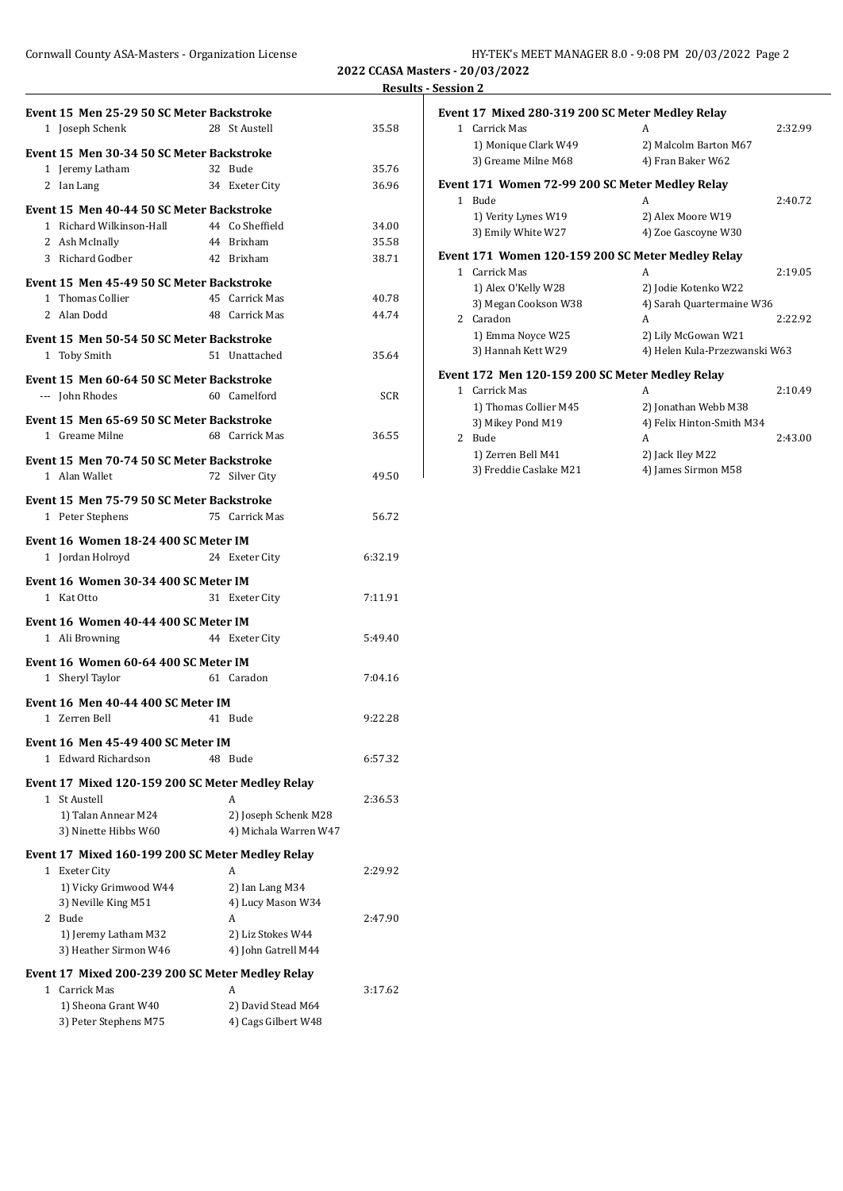**2022 CCASA Masters - 20/03/2022**

**Results - Session 2**

### Event 15 Men 25-29 50 SC Meter Backstroke

| | | | | |
|---|---|---|---|---|
| 1 | Joseph Schenk | 28 | St Austell | 35.58 |

### Event 15 Men 30-34 50 SC Meter Backstroke

| | | | | |
|---|---|---|---|---|
| 1 | Jeremy Latham | 32 | Bude | 35.76 |
| 2 | Ian Lang | 34 | Exeter City | 36.96 |

### Event 15 Men 40-44 50 SC Meter Backstroke

| | | | | |
|---|---|---|---|---|
| 1 | Richard Wilkinson-Hall | 44 | Co Sheffield | 34.00 |
| 2 | Ash McInally | 44 | Brixham | 35.58 |
| 3 | Richard Godber | 42 | Brixham | 38.71 |

### Event 15 Men 45-49 50 SC Meter Backstroke

| | | | | |
|---|---|---|---|---|
| 1 | Thomas Collier | 45 | Carrick Mas | 40.78 |
| 2 | Alan Dodd | 48 | Carrick Mas | 44.74 |

### Event 15 Men 50-54 50 SC Meter Backstroke

| | | | | |
|---|---|---|---|---|
| 1 | Toby Smith | 51 | Unattached | 35.64 |

### Event 15 Men 60-64 50 SC Meter Backstroke

| | | | | |
|---|---|---|---|---|
| --- | John Rhodes | 60 | Camelford | SCR |

### Event 15 Men 65-69 50 SC Meter Backstroke

| | | | | |
|---|---|---|---|---|
| 1 | Greame Milne | 68 | Carrick Mas | 36.55 |

### Event 15 Men 70-74 50 SC Meter Backstroke

| | | | | |
|---|---|---|---|---|
| 1 | Alan Wallet | 72 | Silver City | 49.50 |

### Event 15 Men 75-79 50 SC Meter Backstroke

| | | | | |
|---|---|---|---|---|
| 1 | Peter Stephens | 75 | Carrick Mas | 56.72 |

### Event 16 Women 18-24 400 SC Meter IM

| | | | | |
|---|---|---|---|---|
| 1 | Jordan Holroyd | 24 | Exeter City | 6:32.19 |

### Event 16 Women 30-34 400 SC Meter IM

| | | | | |
|---|---|---|---|---|
| 1 | Kat Otto | 31 | Exeter City | 7:11.91 |

### Event 16 Women 40-44 400 SC Meter IM

| | | | | |
|---|---|---|---|---|
| 1 | Ali Browning | 44 | Exeter City | 5:49.40 |

### Event 16 Women 60-64 400 SC Meter IM

| | | | | |
|---|---|---|---|---|
| 1 | Sheryl Taylor | 61 | Caradon | 7:04.16 |

### Event 16 Men 40-44 400 SC Meter IM

| | | | | |
|---|---|---|---|---|
| 1 | Zerren Bell | 41 | Bude | 9:22.28 |

### Event 16 Men 45-49 400 SC Meter IM

| | | | | |
|---|---|---|---|---|
| 1 | Edward Richardson | 48 | Bude | 6:57.32 |

### Event 17 Mixed 120-159 200 SC Meter Medley Relay

| | | | |
|---|---|---|---|
| 1 | St Austell | A | 2:36.53 |
| | 1) Talan Annear M24 | 2) Joseph Schenk M28 | |
| | 3) Ninette Hibbs W60 | 4) Michala Warren W47 | |

### Event 17 Mixed 160-199 200 SC Meter Medley Relay

| | | | |
|---|---|---|---|
| 1 | Exeter City | A | 2:29.92 |
| | 1) Vicky Grimwood W44 | 2) Ian Lang M34 | |
| | 3) Neville King M51 | 4) Lucy Mason W34 | |
| 2 | Bude | A | 2:47.90 |
| | 1) Jeremy Latham M32 | 2) Liz Stokes W44 | |
| | 3) Heather Sirmon W46 | 4) John Gatrell M44 | |

### Event 17 Mixed 200-239 200 SC Meter Medley Relay

| | | | |
|---|---|---|---|
| 1 | Carrick Mas | A | 3:17.62 |
| | 1) Sheona Grant W40 | 2) David Stead M64 | |
| | 3) Peter Stephens M75 | 4) Cags Gilbert W48 | |

### Event 17 Mixed 280-319 200 SC Meter Medley Relay

| | | | |
|---|---|---|---|
| 1 | Carrick Mas | A | 2:32.99 |
| | 1) Monique Clark W49 | 2) Malcolm Barton M67 | |
| | 3) Greame Milne M68 | 4) Fran Baker W62 | |

### Event 171 Women 72-99 200 SC Meter Medley Relay

| | | | |
|---|---|---|---|
| 1 | Bude | A | 2:40.72 |
| | 1) Verity Lynes W19 | 2) Alex Moore W19 | |
| | 3) Emily White W27 | 4) Zoe Gascoyne W30 | |

### Event 171 Women 120-159 200 SC Meter Medley Relay

| | | | |
|---|---|---|---|
| 1 | Carrick Mas | A | 2:19.05 |
| | 1) Alex O'Kelly W28 | 2) Jodie Kotenko W22 | |
| | 3) Megan Cookson W38 | 4) Sarah Quartermaine W36 | |
| 2 | Caradon | A | 2:22.92 |
| | 1) Emma Noyce W25 | 2) Lily McGowan W21 | |
| | 3) Hannah Kett W29 | 4) Helen Kula-Przezwanski W63 | |

### Event 172 Men 120-159 200 SC Meter Medley Relay

| | | | |
|---|---|---|---|
| 1 | Carrick Mas | A | 2:10.49 |
| | 1) Thomas Collier M45 | 2) Jonathan Webb M38 | |
| | 3) Mikey Pond M19 | 4) Felix Hinton-Smith M34 | |
| 2 | Bude | A | 2:43.00 |
| | 1) Zerren Bell M41 | 2) Jack Iley M22 | |
| | 3) Freddie Caslake M21 | 4) James Sirmon M58 | |